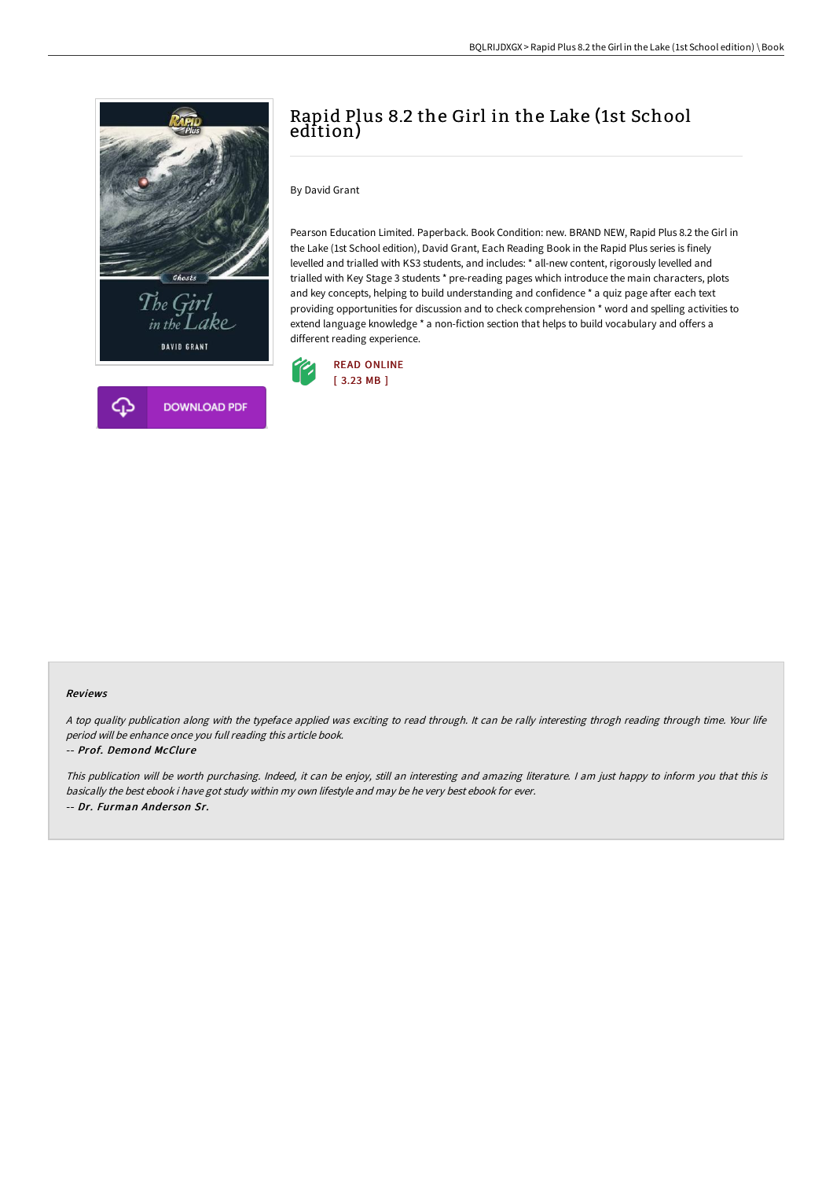# Rapid Plus 8.2 the Girl in the Lake (1st School edition)

By David Grant

Pearson Education Limited. Paperback. Book Condition: new. BRAND NEW, Rapid Plus 8.2 the Girl in the Lake (1st School edition), David Grant, Each Reading Book in the Rapid Plus series is finely levelled and trialled with KS3 students, and includes: * all-new content, rigorously levelled and trialled with Key Stage 3 students * pre-reading pages which introduce the main characters, plots and key concepts, helping to build understanding and confidence * a quiz page after each text providing opportunities for discussion and to check comprehension * word and spelling activities to extend language knowledge * a non-fiction section that helps to build vocabulary and offers a different reading experience.

READ ONLINE
[ 3.23 MB ]

DOWNLOAD PDF

### Reviews

*A top quality publication along with the typeface applied was exciting to read through. It can be rally interesting throgh reading through time. Your life period will be enhance once you full reading this article book.*

*-- Prof. Demond McClure*

*This publication will be worth purchasing. Indeed, it can be enjoy, still an interesting and amazing literature. I am just happy to inform you that this is basically the best ebook i have got study within my own lifestyle and may be he very best ebook for ever.*

*-- Dr. Furman Anderson Sr.*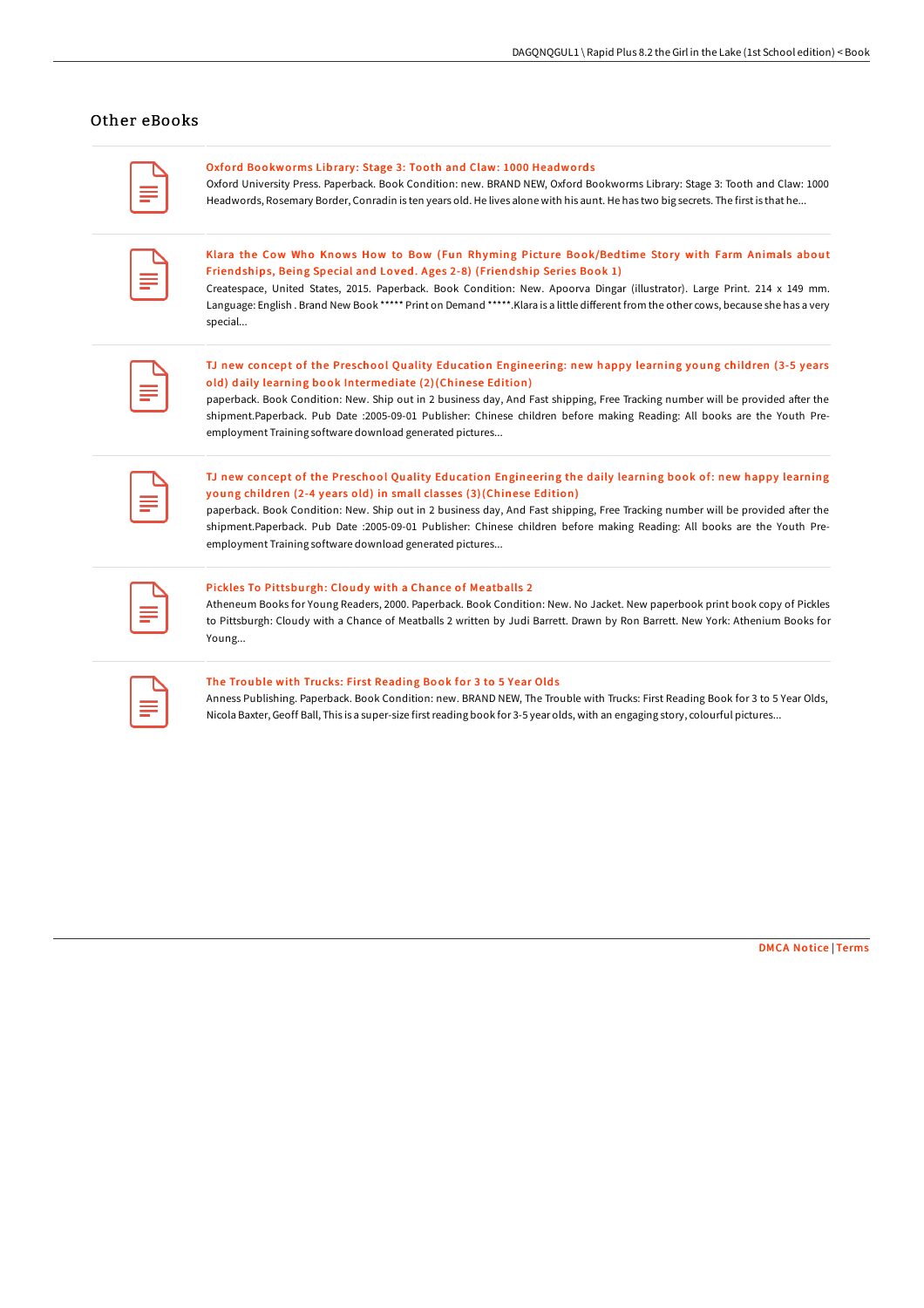## Other eBooks

**Oxford Bookworms Library: Stage 3: Tooth and Claw: 1000 Headwords**

Oxford University Press. Paperback. Book Condition: new. BRAND NEW, Oxford Bookworms Library: Stage 3: Tooth and Claw: 1000 Headwords, Rosemary Border, Conradin is ten years old. He lives alone with his aunt. He has two big secrets. The first is that he...

**Klara the Cow Who Knows How to Bow (Fun Rhyming Picture Book/Bedtime Story with Farm Animals about Friendships, Being Special and Loved. Ages 2-8) (Friendship Series Book 1)**

Createspace, United States, 2015. Paperback. Book Condition: New. Apoorva Dingar (illustrator). Large Print. 214 x 149 mm. Language: English . Brand New Book ***** Print on Demand *****.Klara is a little different from the other cows, because she has a very special...

**TJ new concept of the Preschool Quality Education Engineering: new happy learning young children (3-5 years old) daily learning book Intermediate (2)(Chinese Edition)**

paperback. Book Condition: New. Ship out in 2 business day, And Fast shipping, Free Tracking number will be provided after the shipment.Paperback. Pub Date :2005-09-01 Publisher: Chinese children before making Reading: All books are the Youth Pre-employment Training software download generated pictures...

**TJ new concept of the Preschool Quality Education Engineering the daily learning book of: new happy learning young children (2-4 years old) in small classes (3)(Chinese Edition)**

paperback. Book Condition: New. Ship out in 2 business day, And Fast shipping, Free Tracking number will be provided after the shipment.Paperback. Pub Date :2005-09-01 Publisher: Chinese children before making Reading: All books are the Youth Pre-employment Training software download generated pictures...

**Pickles To Pittsburgh: Cloudy with a Chance of Meatballs 2**

Atheneum Books for Young Readers, 2000. Paperback. Book Condition: New. No Jacket. New paperbook print book copy of Pickles to Pittsburgh: Cloudy with a Chance of Meatballs 2 written by Judi Barrett. Drawn by Ron Barrett. New York: Athenium Books for Young...

**The Trouble with Trucks: First Reading Book for 3 to 5 Year Olds**

Anness Publishing. Paperback. Book Condition: new. BRAND NEW, The Trouble with Trucks: First Reading Book for 3 to 5 Year Olds, Nicola Baxter, Geoff Ball, This is a super-size first reading book for 3-5 year olds, with an engaging story, colourful pictures...